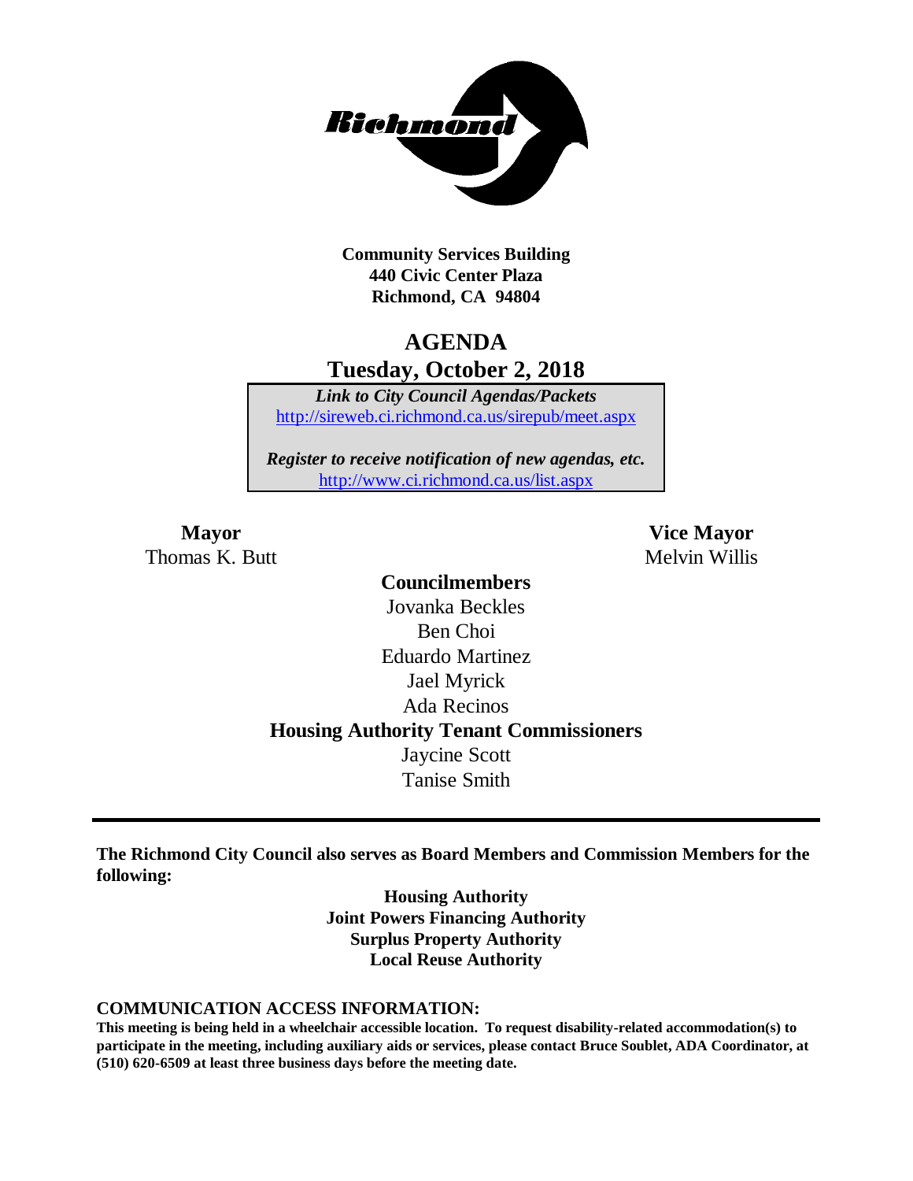**Community Services Building**
**440 Civic Center Plaza**
**Richmond, CA 94804**

# AGENDA
## Tuesday, October 2, 2018

***Link to City Council Agendas/Packets***
http://sireweb.ci.richmond.ca.us/sirepub/meet.aspx

***Register to receive notification of new agendas, etc.***
http://www.ci.richmond.ca.us/list.aspx

**Mayor**
Thomas K. Butt

**Vice Mayor**
Melvin Willis

**Councilmembers**
Jovanka Beckles
Ben Choi
Eduardo Martinez
Jael Myrick
Ada Recinos

**Housing Authority Tenant Commissioners**
Jaycine Scott
Tanise Smith

---

**The Richmond City Council also serves as Board Members and Commission Members for the following:**

**Housing Authority**
**Joint Powers Financing Authority**
**Surplus Property Authority**
**Local Reuse Authority**

**COMMUNICATION ACCESS INFORMATION:**
**This meeting is being held in a wheelchair accessible location. To request disability-related accommodation(s) to participate in the meeting, including auxiliary aids or services, please contact Bruce Soublet, ADA Coordinator, at (510) 620-6509 at least three business days before the meeting date.**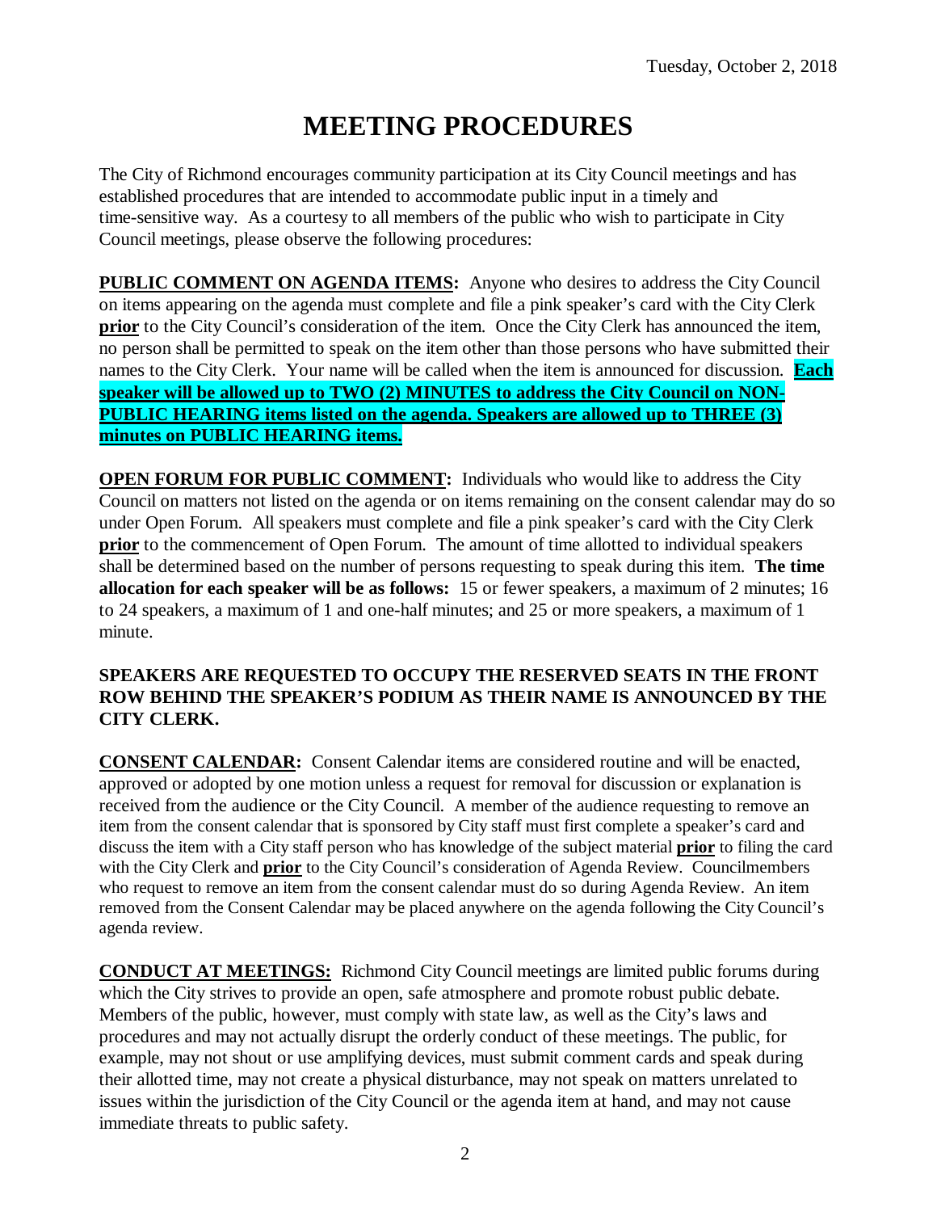Tuesday, October 2, 2018

# MEETING PROCEDURES

The City of Richmond encourages community participation at its City Council meetings and has established procedures that are intended to accommodate public input in a timely and time-sensitive way. As a courtesy to all members of the public who wish to participate in City Council meetings, please observe the following procedures:

**PUBLIC COMMENT ON AGENDA ITEMS:** Anyone who desires to address the City Council on items appearing on the agenda must complete and file a pink speaker's card with the City Clerk **prior** to the City Council's consideration of the item. Once the City Clerk has announced the item, no person shall be permitted to speak on the item other than those persons who have submitted their names to the City Clerk. Your name will be called when the item is announced for discussion. **Each speaker will be allowed up to TWO (2) MINUTES to address the City Council on NON-PUBLIC HEARING items listed on the agenda. Speakers are allowed up to THREE (3) minutes on PUBLIC HEARING items.**

**OPEN FORUM FOR PUBLIC COMMENT:** Individuals who would like to address the City Council on matters not listed on the agenda or on items remaining on the consent calendar may do so under Open Forum. All speakers must complete and file a pink speaker's card with the City Clerk **prior** to the commencement of Open Forum. The amount of time allotted to individual speakers shall be determined based on the number of persons requesting to speak during this item. **The time allocation for each speaker will be as follows:** 15 or fewer speakers, a maximum of 2 minutes; 16 to 24 speakers, a maximum of 1 and one-half minutes; and 25 or more speakers, a maximum of 1 minute.

**SPEAKERS ARE REQUESTED TO OCCUPY THE RESERVED SEATS IN THE FRONT ROW BEHIND THE SPEAKER'S PODIUM AS THEIR NAME IS ANNOUNCED BY THE CITY CLERK.**

**CONSENT CALENDAR:** Consent Calendar items are considered routine and will be enacted, approved or adopted by one motion unless a request for removal for discussion or explanation is received from the audience or the City Council. A member of the audience requesting to remove an item from the consent calendar that is sponsored by City staff must first complete a speaker's card and discuss the item with a City staff person who has knowledge of the subject material **prior** to filing the card with the City Clerk and **prior** to the City Council's consideration of Agenda Review. Councilmembers who request to remove an item from the consent calendar must do so during Agenda Review. An item removed from the Consent Calendar may be placed anywhere on the agenda following the City Council's agenda review.

**CONDUCT AT MEETINGS:** Richmond City Council meetings are limited public forums during which the City strives to provide an open, safe atmosphere and promote robust public debate. Members of the public, however, must comply with state law, as well as the City's laws and procedures and may not actually disrupt the orderly conduct of these meetings. The public, for example, may not shout or use amplifying devices, must submit comment cards and speak during their allotted time, may not create a physical disturbance, may not speak on matters unrelated to issues within the jurisdiction of the City Council or the agenda item at hand, and may not cause immediate threats to public safety.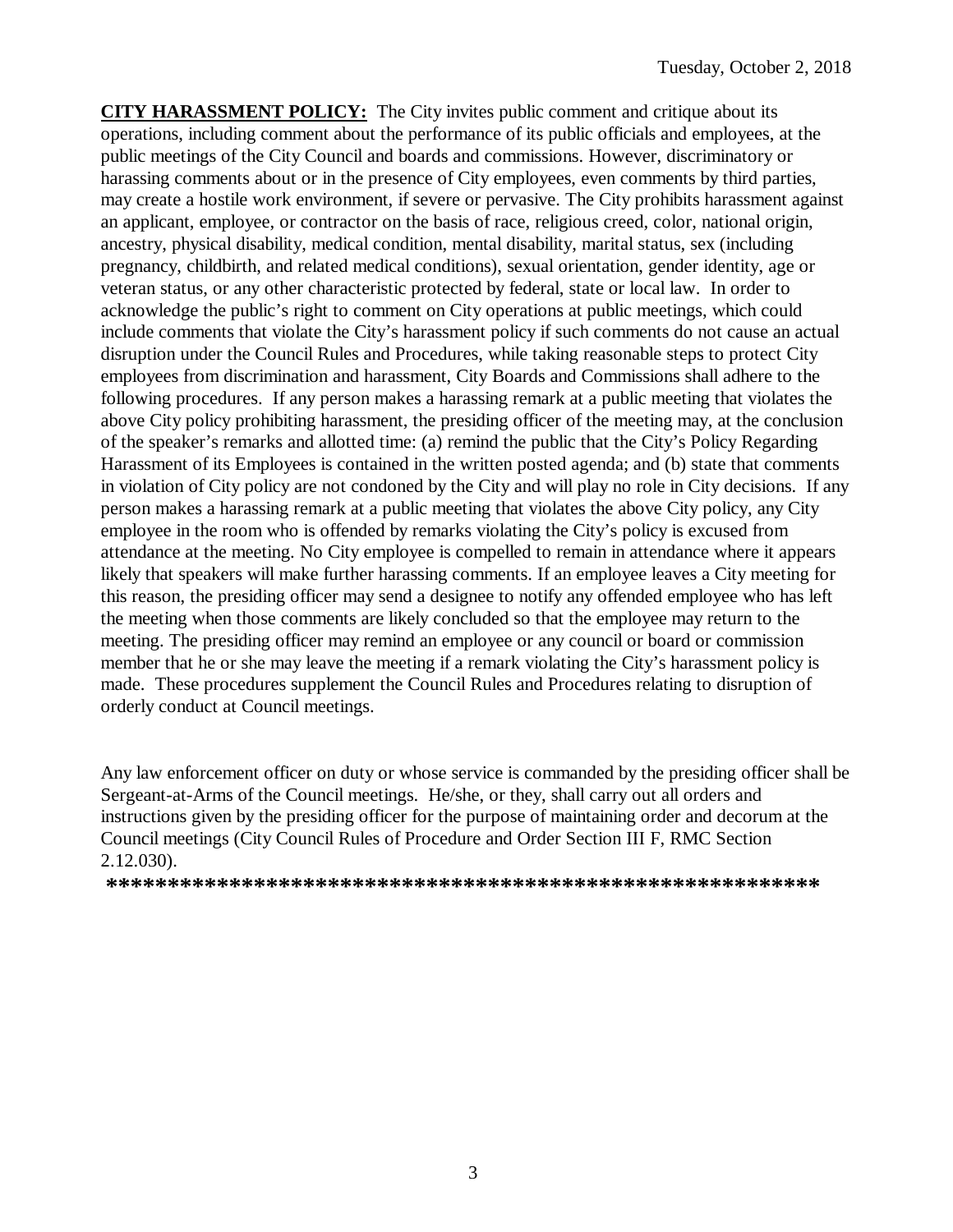**CITY HARASSMENT POLICY:** The City invites public comment and critique about its operations, including comment about the performance of its public officials and employees, at the public meetings of the City Council and boards and commissions. However, discriminatory or harassing comments about or in the presence of City employees, even comments by third parties, may create a hostile work environment, if severe or pervasive. The City prohibits harassment against an applicant, employee, or contractor on the basis of race, religious creed, color, national origin, ancestry, physical disability, medical condition, mental disability, marital status, sex (including pregnancy, childbirth, and related medical conditions), sexual orientation, gender identity, age or veteran status, or any other characteristic protected by federal, state or local law. In order to acknowledge the public's right to comment on City operations at public meetings, which could include comments that violate the City's harassment policy if such comments do not cause an actual disruption under the Council Rules and Procedures, while taking reasonable steps to protect City employees from discrimination and harassment, City Boards and Commissions shall adhere to the following procedures. If any person makes a harassing remark at a public meeting that violates the above City policy prohibiting harassment, the presiding officer of the meeting may, at the conclusion of the speaker's remarks and allotted time: (a) remind the public that the City's Policy Regarding Harassment of its Employees is contained in the written posted agenda; and (b) state that comments in violation of City policy are not condoned by the City and will play no role in City decisions. If any person makes a harassing remark at a public meeting that violates the above City policy, any City employee in the room who is offended by remarks violating the City's policy is excused from attendance at the meeting. No City employee is compelled to remain in attendance where it appears likely that speakers will make further harassing comments. If an employee leaves a City meeting for this reason, the presiding officer may send a designee to notify any offended employee who has left the meeting when those comments are likely concluded so that the employee may return to the meeting. The presiding officer may remind an employee or any council or board or commission member that he or she may leave the meeting if a remark violating the City's harassment policy is made. These procedures supplement the Council Rules and Procedures relating to disruption of orderly conduct at Council meetings.

Any law enforcement officer on duty or whose service is commanded by the presiding officer shall be Sergeant-at-Arms of the Council meetings. He/she, or they, shall carry out all orders and instructions given by the presiding officer for the purpose of maintaining order and decorum at the Council meetings (City Council Rules of Procedure and Order Section III F, RMC Section 2.12.030).

**\*\*\*\*\*\*\*\*\*\*\*\*\*\*\*\*\*\*\*\*\*\*\*\*\*\*\*\*\*\*\*\*\*\*\*\*\*\*\*\*\*\*\*\*\*\*\*\*\*\*\*\*\*\*\*\*\*\*\*\*\***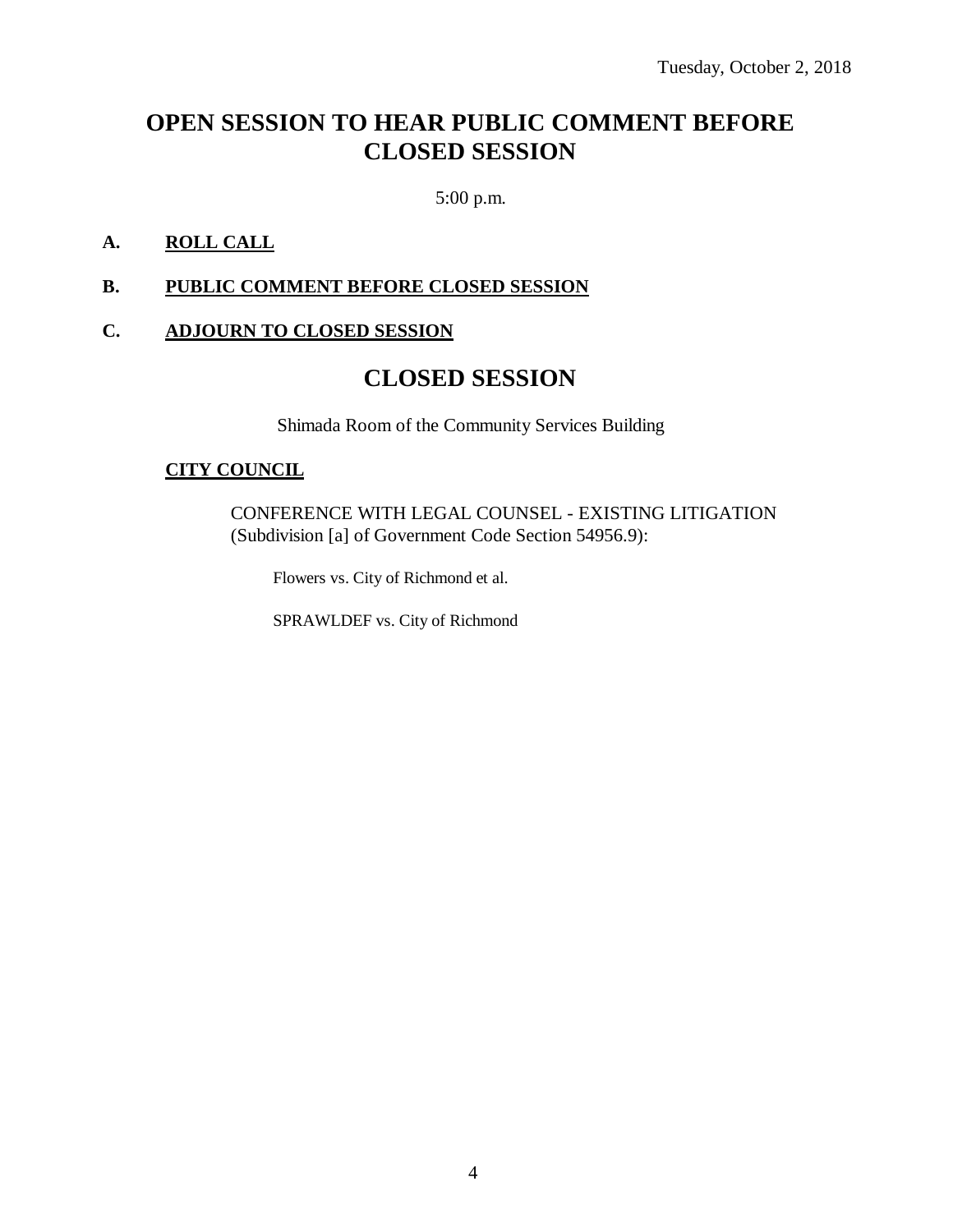Tuesday, October 2, 2018

# OPEN SESSION TO HEAR PUBLIC COMMENT BEFORE CLOSED SESSION

5:00 p.m.

**A. ROLL CALL**

**B. PUBLIC COMMENT BEFORE CLOSED SESSION**

**C. ADJOURN TO CLOSED SESSION**

# CLOSED SESSION

Shimada Room of the Community Services Building

**CITY COUNCIL**

CONFERENCE WITH LEGAL COUNSEL - EXISTING LITIGATION (Subdivision [a] of Government Code Section 54956.9):

Flowers vs. City of Richmond et al.

SPRAWLDEF vs. City of Richmond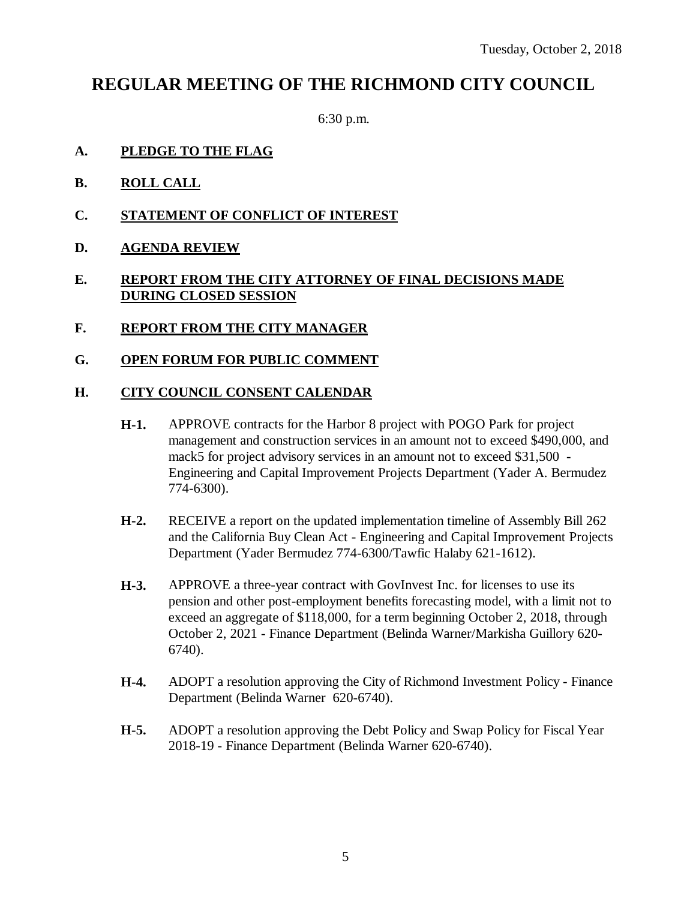Tuesday, October 2, 2018

# REGULAR MEETING OF THE RICHMOND CITY COUNCIL

6:30 p.m.

**A. PLEDGE TO THE FLAG**

**B. ROLL CALL**

**C. STATEMENT OF CONFLICT OF INTEREST**

**D. AGENDA REVIEW**

**E. REPORT FROM THE CITY ATTORNEY OF FINAL DECISIONS MADE DURING CLOSED SESSION**

**F. REPORT FROM THE CITY MANAGER**

**G. OPEN FORUM FOR PUBLIC COMMENT**

**H. CITY COUNCIL CONSENT CALENDAR**

**H-1.** APPROVE contracts for the Harbor 8 project with POGO Park for project management and construction services in an amount not to exceed $490,000, and mack5 for project advisory services in an amount not to exceed $31,500 - Engineering and Capital Improvement Projects Department (Yader A. Bermudez 774-6300).

**H-2.** RECEIVE a report on the updated implementation timeline of Assembly Bill 262 and the California Buy Clean Act - Engineering and Capital Improvement Projects Department (Yader Bermudez 774-6300/Tawfic Halaby 621-1612).

**H-3.** APPROVE a three-year contract with GovInvest Inc. for licenses to use its pension and other post-employment benefits forecasting model, with a limit not to exceed an aggregate of $118,000, for a term beginning October 2, 2018, through October 2, 2021 - Finance Department (Belinda Warner/Markisha Guillory 620-6740).

**H-4.** ADOPT a resolution approving the City of Richmond Investment Policy - Finance Department (Belinda Warner 620-6740).

**H-5.** ADOPT a resolution approving the Debt Policy and Swap Policy for Fiscal Year 2018-19 - Finance Department (Belinda Warner 620-6740).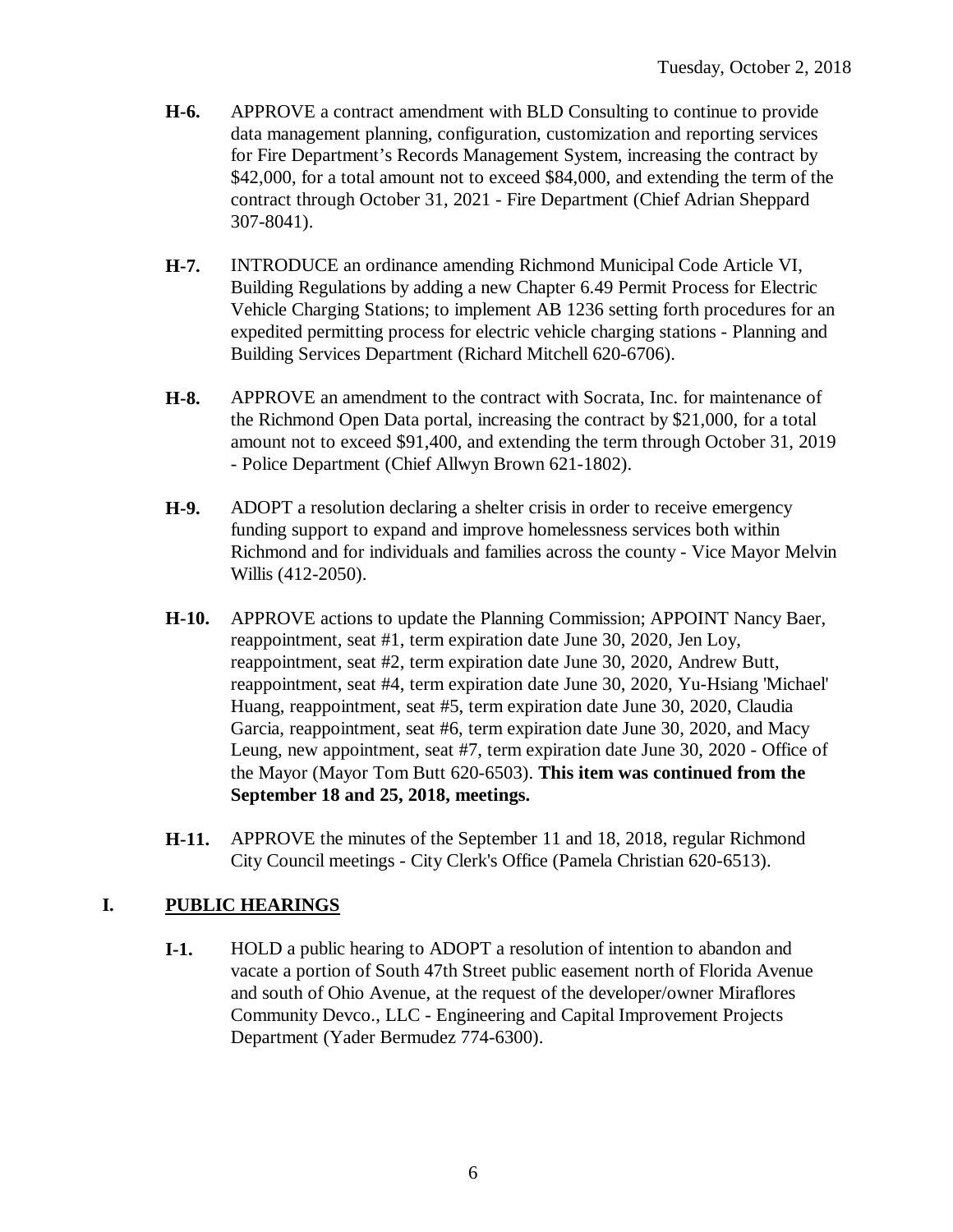**H-6.** APPROVE a contract amendment with BLD Consulting to continue to provide data management planning, configuration, customization and reporting services for Fire Department's Records Management System, increasing the contract by $42,000, for a total amount not to exceed $84,000, and extending the term of the contract through October 31, 2021 - Fire Department (Chief Adrian Sheppard 307-8041).

**H-7.** INTRODUCE an ordinance amending Richmond Municipal Code Article VI, Building Regulations by adding a new Chapter 6.49 Permit Process for Electric Vehicle Charging Stations; to implement AB 1236 setting forth procedures for an expedited permitting process for electric vehicle charging stations - Planning and Building Services Department (Richard Mitchell 620-6706).

**H-8.** APPROVE an amendment to the contract with Socrata, Inc. for maintenance of the Richmond Open Data portal, increasing the contract by $21,000, for a total amount not to exceed $91,400, and extending the term through October 31, 2019 - Police Department (Chief Allwyn Brown 621-1802).

**H-9.** ADOPT a resolution declaring a shelter crisis in order to receive emergency funding support to expand and improve homelessness services both within Richmond and for individuals and families across the county - Vice Mayor Melvin Willis (412-2050).

**H-10.** APPROVE actions to update the Planning Commission; APPOINT Nancy Baer, reappointment, seat #1, term expiration date June 30, 2020, Jen Loy, reappointment, seat #2, term expiration date June 30, 2020, Andrew Butt, reappointment, seat #4, term expiration date June 30, 2020, Yu-Hsiang 'Michael' Huang, reappointment, seat #5, term expiration date June 30, 2020, Claudia Garcia, reappointment, seat #6, term expiration date June 30, 2020, and Macy Leung, new appointment, seat #7, term expiration date June 30, 2020 - Office of the Mayor (Mayor Tom Butt 620-6503). **This item was continued from the September 18 and 25, 2018, meetings.**

**H-11.** APPROVE the minutes of the September 11 and 18, 2018, regular Richmond City Council meetings - City Clerk's Office (Pamela Christian 620-6513).

## I. PUBLIC HEARINGS

**I-1.** HOLD a public hearing to ADOPT a resolution of intention to abandon and vacate a portion of South 47th Street public easement north of Florida Avenue and south of Ohio Avenue, at the request of the developer/owner Miraflores Community Devco., LLC - Engineering and Capital Improvement Projects Department (Yader Bermudez 774-6300).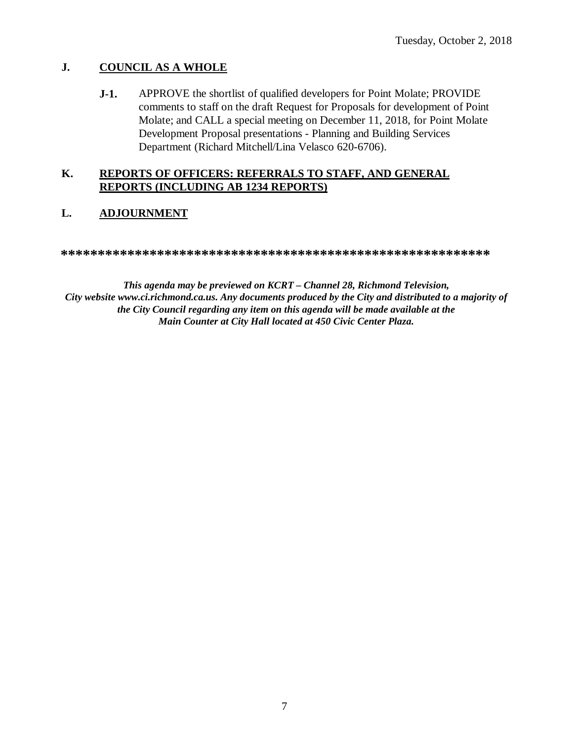## J. COUNCIL AS A WHOLE

**J-1.** APPROVE the shortlist of qualified developers for Point Molate; PROVIDE comments to staff on the draft Request for Proposals for development of Point Molate; and CALL a special meeting on December 11, 2018, for Point Molate Development Proposal presentations - Planning and Building Services Department (Richard Mitchell/Lina Velasco 620-6706).

## K. REPORTS OF OFFICERS: REFERRALS TO STAFF, AND GENERAL REPORTS (INCLUDING AB 1234 REPORTS)

## L. ADJOURNMENT

**********************************************************

***This agenda may be previewed on KCRT – Channel 28, Richmond Television, City website www.ci.richmond.ca.us. Any documents produced by the City and distributed to a majority of the City Council regarding any item on this agenda will be made available at the Main Counter at City Hall located at 450 Civic Center Plaza.***